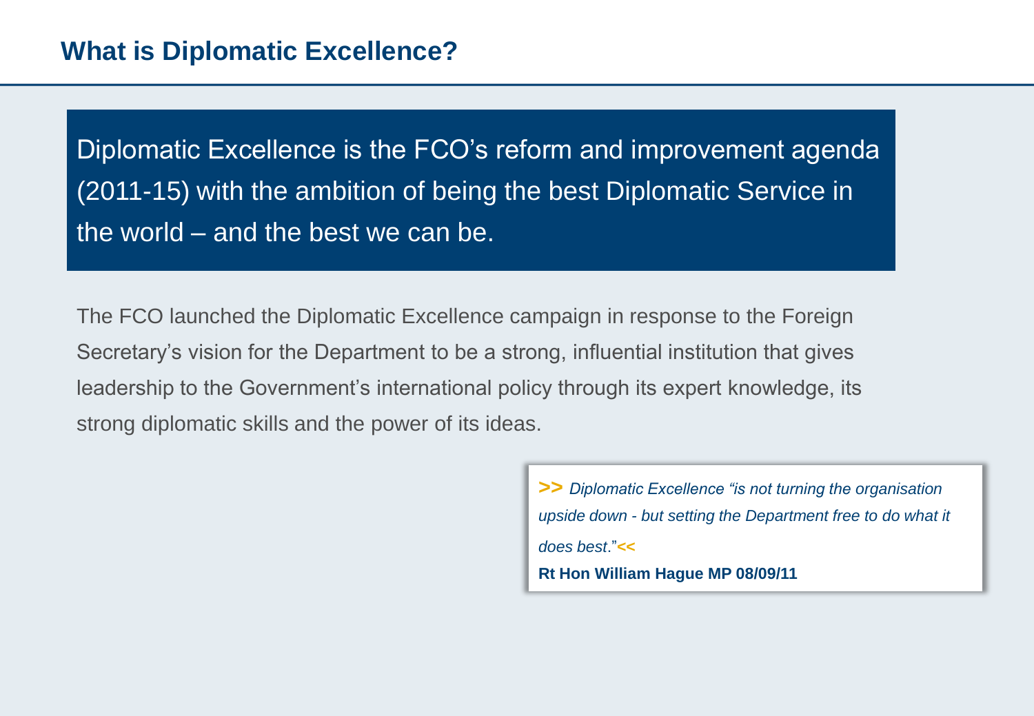# What is Diplomatic Excellence?

Diplomatic Excellence is the FCO's reform and improvement agenda (2011-15) with the ambition of being the best Diplomatic Service in the world – and the best we can be.

The FCO launched the Diplomatic Excellence campaign in response to the Foreign Secretary's vision for the Department to be a strong, influential institution that gives leadership to the Government's international policy through its expert knowledge, its strong diplomatic skills and the power of its ideas.

> **>>** *Diplomatic Excellence "is not turning the organisation upside down - but setting the Department free to do what it does best*."**<<**
>
> **Rt Hon William Hague MP 08/09/11**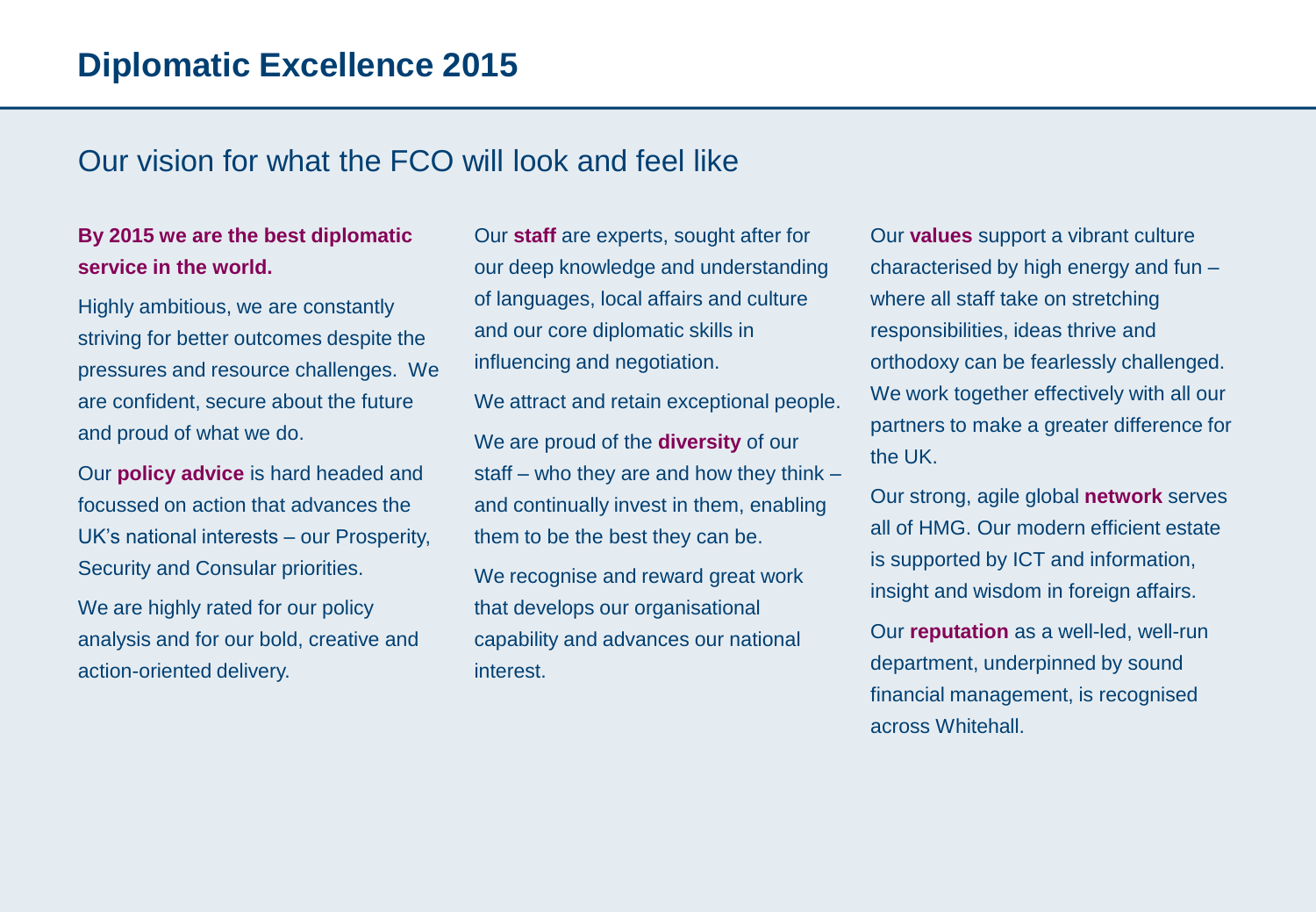# Diplomatic Excellence 2015

## Our vision for what the FCO will look and feel like

**By 2015 we are the best diplomatic service in the world.**

Highly ambitious, we are constantly striving for better outcomes despite the pressures and resource challenges. We are confident, secure about the future and proud of what we do.

Our **policy advice** is hard headed and focussed on action that advances the UK's national interests – our Prosperity, Security and Consular priorities.

We are highly rated for our policy analysis and for our bold, creative and action-oriented delivery.

Our **staff** are experts, sought after for our deep knowledge and understanding of languages, local affairs and culture and our core diplomatic skills in influencing and negotiation.

We attract and retain exceptional people.

We are proud of the **diversity** of our staff – who they are and how they think – and continually invest in them, enabling them to be the best they can be.

We recognise and reward great work that develops our organisational capability and advances our national interest.

Our **values** support a vibrant culture characterised by high energy and fun – where all staff take on stretching responsibilities, ideas thrive and orthodoxy can be fearlessly challenged. We work together effectively with all our partners to make a greater difference for the UK.

Our strong, agile global **network** serves all of HMG. Our modern efficient estate is supported by ICT and information, insight and wisdom in foreign affairs.

Our **reputation** as a well-led, well-run department, underpinned by sound financial management, is recognised across Whitehall.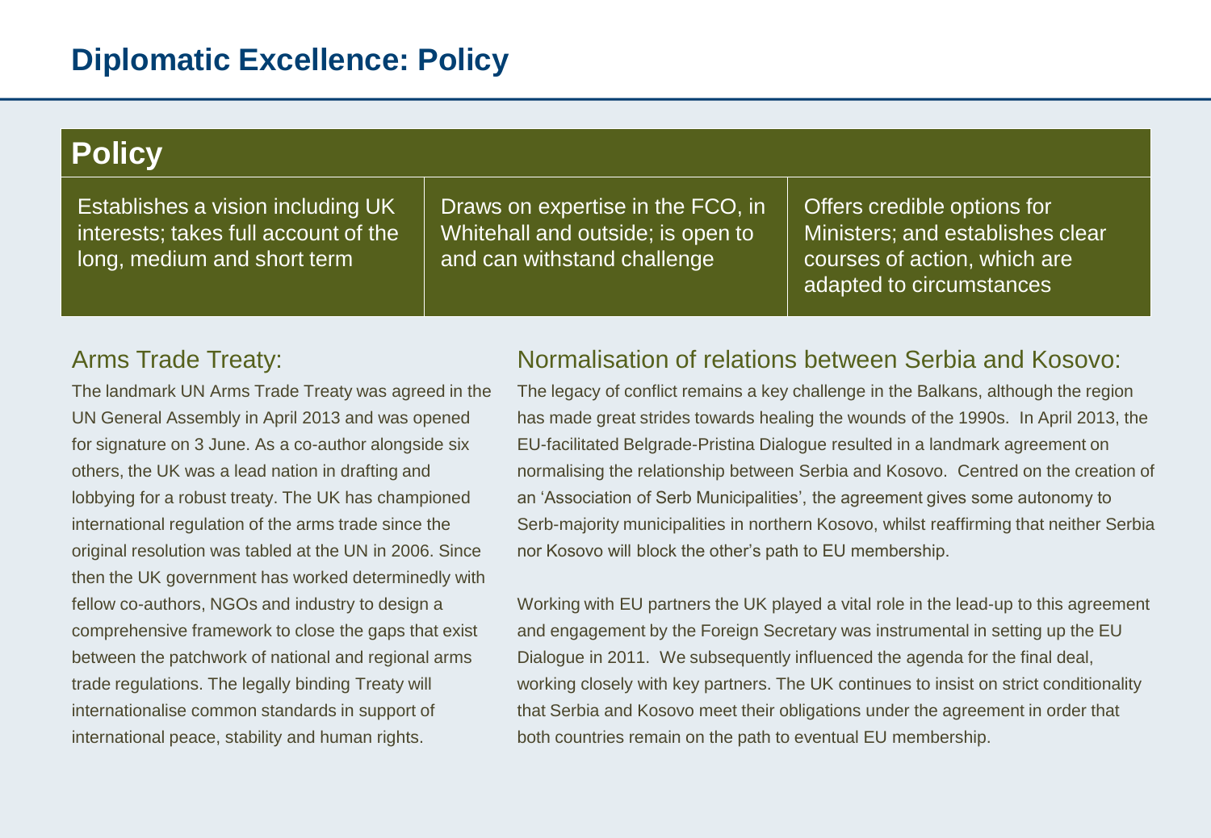# Diplomatic Excellence: Policy

## Policy

| Establishes a vision including UK interests; takes full account of the long, medium and short term | Draws on expertise in the FCO, in Whitehall and outside; is open to and can withstand challenge | Offers credible options for Ministers; and establishes clear courses of action, which are adapted to circumstances |
| --- | --- | --- |

### Arms Trade Treaty:

The landmark UN Arms Trade Treaty was agreed in the UN General Assembly in April 2013 and was opened for signature on 3 June. As a co-author alongside six others, the UK was a lead nation in drafting and lobbying for a robust treaty. The UK has championed international regulation of the arms trade since the original resolution was tabled at the UN in 2006. Since then the UK government has worked determinedly with fellow co-authors, NGOs and industry to design a comprehensive framework to close the gaps that exist between the patchwork of national and regional arms trade regulations. The legally binding Treaty will internationalise common standards in support of international peace, stability and human rights.

### Normalisation of relations between Serbia and Kosovo:

The legacy of conflict remains a key challenge in the Balkans, although the region has made great strides towards healing the wounds of the 1990s. In April 2013, the EU-facilitated Belgrade-Pristina Dialogue resulted in a landmark agreement on normalising the relationship between Serbia and Kosovo. Centred on the creation of an 'Association of Serb Municipalities', the agreement gives some autonomy to Serb-majority municipalities in northern Kosovo, whilst reaffirming that neither Serbia nor Kosovo will block the other's path to EU membership.

Working with EU partners the UK played a vital role in the lead-up to this agreement and engagement by the Foreign Secretary was instrumental in setting up the EU Dialogue in 2011. We subsequently influenced the agenda for the final deal, working closely with key partners. The UK continues to insist on strict conditionality that Serbia and Kosovo meet their obligations under the agreement in order that both countries remain on the path to eventual EU membership.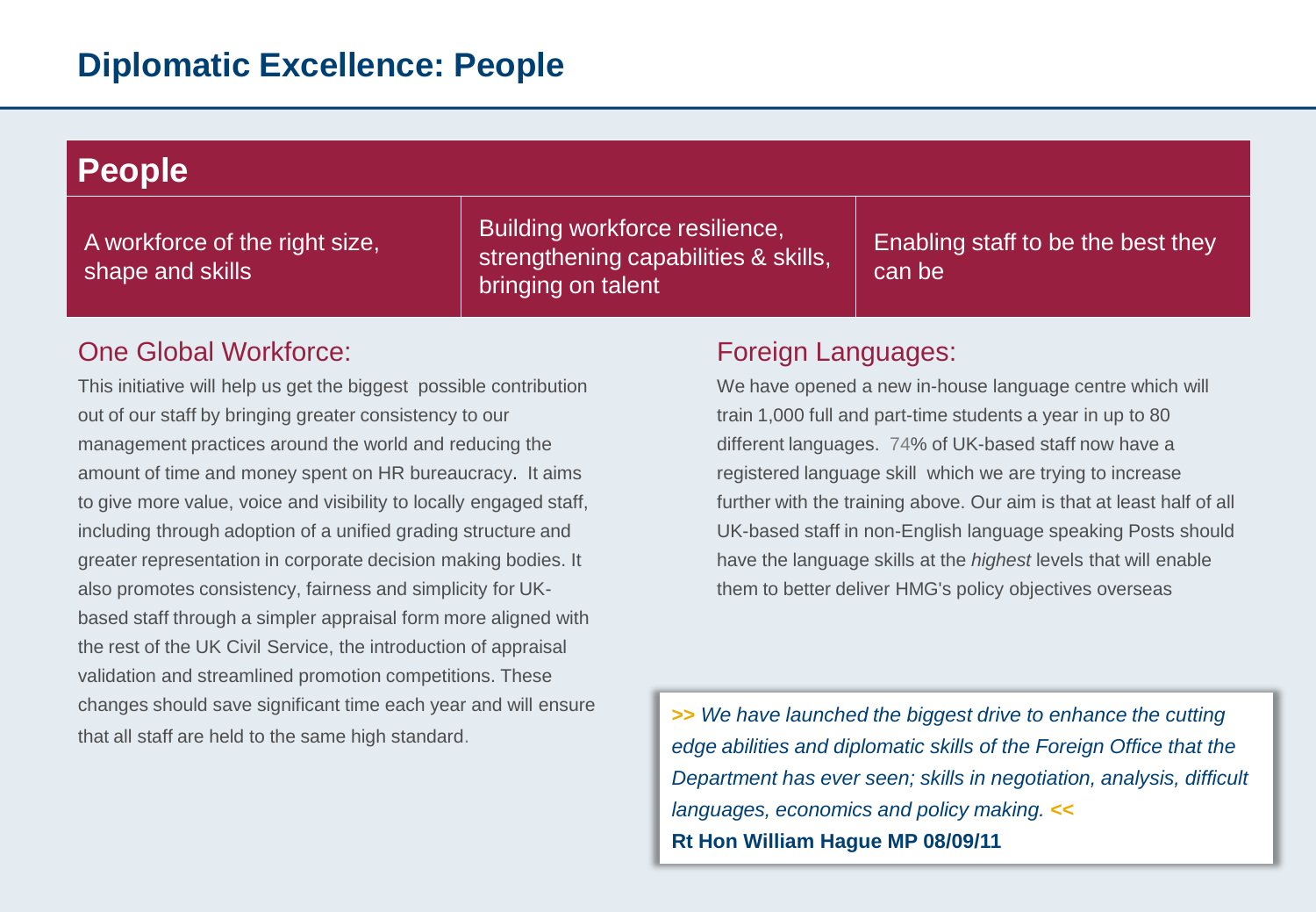# Diplomatic Excellence: People

## People

| A workforce of the right size, shape and skills | Building workforce resilience, strengthening capabilities & skills, bringing on talent | Enabling staff to be the best they can be |
| --- | --- | --- |

### One Global Workforce:

This initiative will help us get the biggest possible contribution out of our staff by bringing greater consistency to our management practices around the world and reducing the amount of time and money spent on HR bureaucracy. It aims to give more value, voice and visibility to locally engaged staff, including through adoption of a unified grading structure and greater representation in corporate decision making bodies. It also promotes consistency, fairness and simplicity for UK-based staff through a simpler appraisal form more aligned with the rest of the UK Civil Service, the introduction of appraisal validation and streamlined promotion competitions. These changes should save significant time each year and will ensure that all staff are held to the same high standard.

### Foreign Languages:

We have opened a new in-house language centre which will train 1,000 full and part-time students a year in up to 80 different languages. 74% of UK-based staff now have a registered language skill which we are trying to increase further with the training above. Our aim is that at least half of all UK-based staff in non-English language speaking Posts should have the language skills at the *highest* levels that will enable them to better deliver HMG's policy objectives overseas

> **>>** *We have launched the biggest drive to enhance the cutting edge abilities and diplomatic skills of the Foreign Office that the Department has ever seen; skills in negotiation, analysis, difficult languages, economics and policy making.* **<<**
>
> **Rt Hon William Hague MP 08/09/11**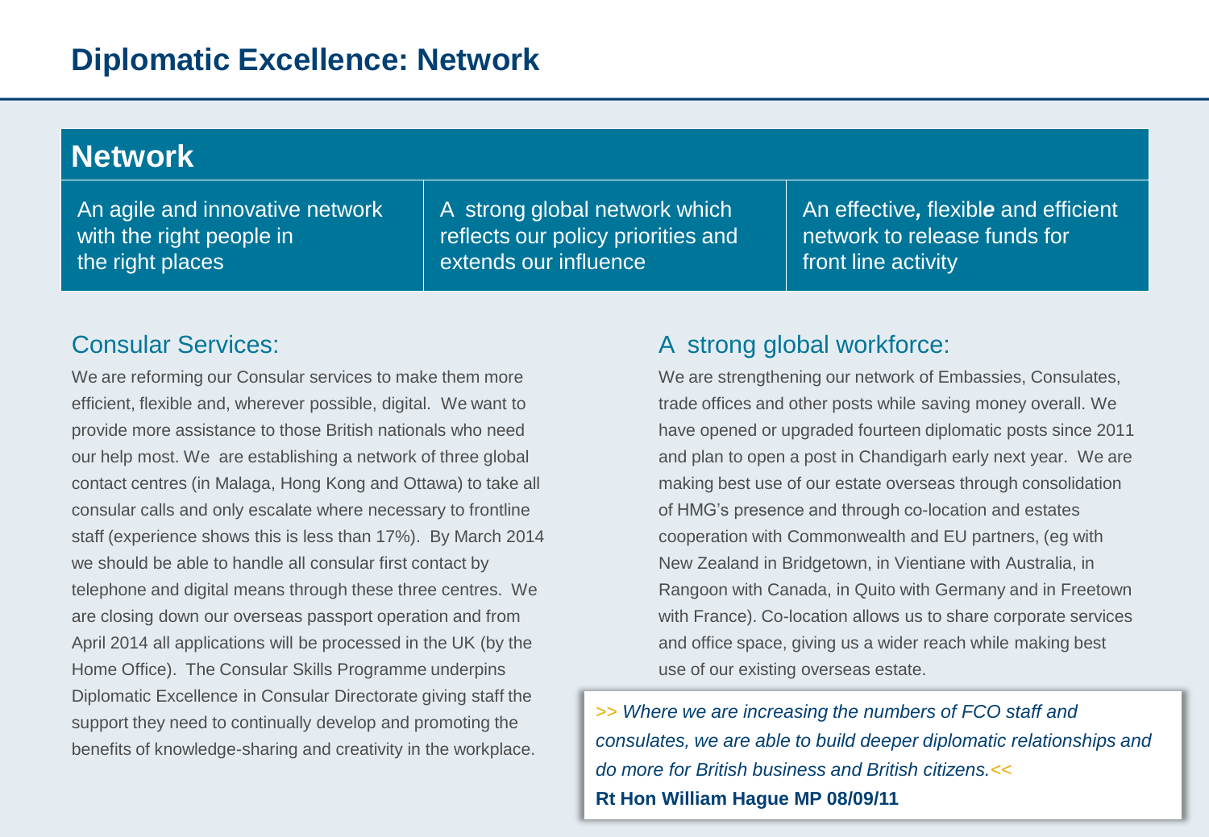# Diplomatic Excellence: Network

## Network

| An agile and innovative network with the right people in the right places | A strong global network which reflects our policy priorities and extends our influence | An effective, flexible and efficient network to release funds for front line activity |
|---|---|---|

### Consular Services:

We are reforming our Consular services to make them more efficient, flexible and, wherever possible, digital. We want to provide more assistance to those British nationals who need our help most. We are establishing a network of three global contact centres (in Malaga, Hong Kong and Ottawa) to take all consular calls and only escalate where necessary to frontline staff (experience shows this is less than 17%). By March 2014 we should be able to handle all consular first contact by telephone and digital means through these three centres. We are closing down our overseas passport operation and from April 2014 all applications will be processed in the UK (by the Home Office). The Consular Skills Programme underpins Diplomatic Excellence in Consular Directorate giving staff the support they need to continually develop and promoting the benefits of knowledge-sharing and creativity in the workplace.

### A strong global workforce:

We are strengthening our network of Embassies, Consulates, trade offices and other posts while saving money overall. We have opened or upgraded fourteen diplomatic posts since 2011 and plan to open a post in Chandigarh early next year. We are making best use of our estate overseas through consolidation of HMG's presence and through co-location and estates cooperation with Commonwealth and EU partners, (eg with New Zealand in Bridgetown, in Vientiane with Australia, in Rangoon with Canada, in Quito with Germany and in Freetown with France). Co-location allows us to share corporate services and office space, giving us a wider reach while making best use of our existing overseas estate.

> *>> Where we are increasing the numbers of FCO staff and consulates, we are able to build deeper diplomatic relationships and do more for British business and British citizens.<<*
>
> **Rt Hon William Hague MP 08/09/11**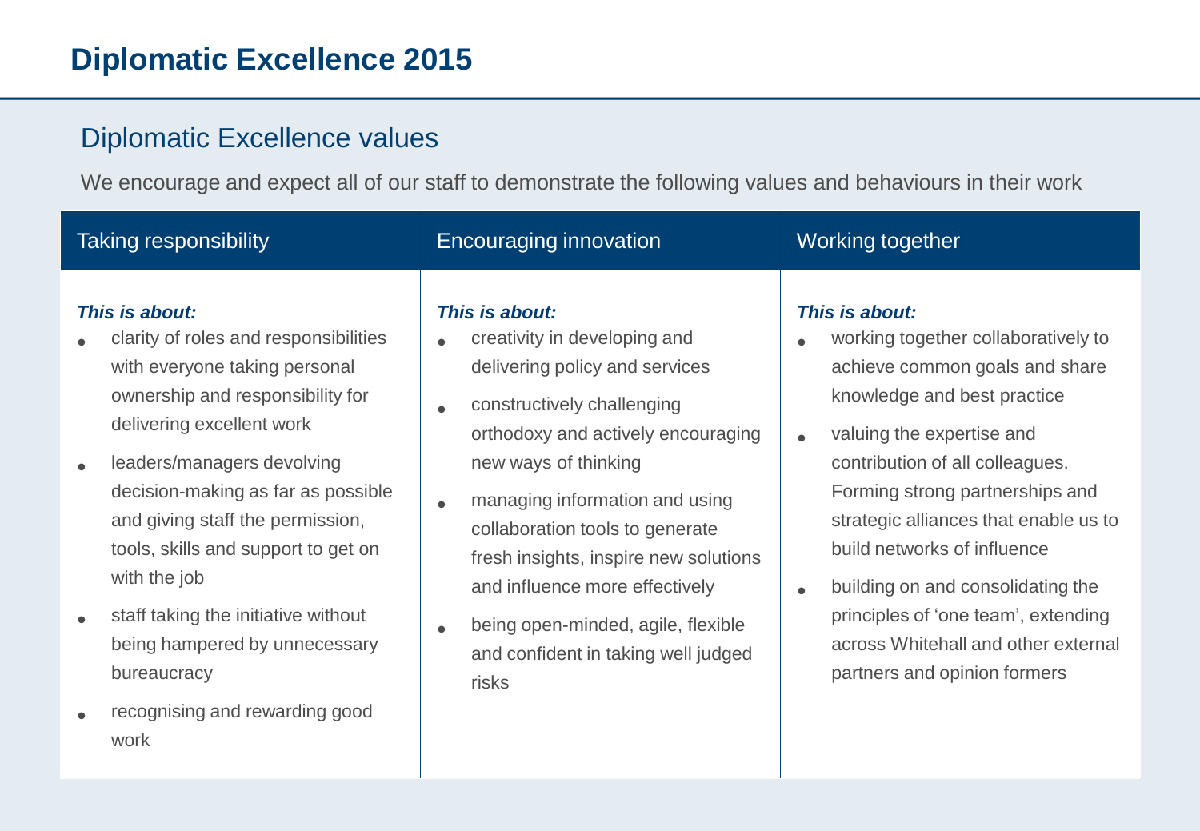# Diplomatic Excellence 2015

## Diplomatic Excellence values

We encourage and expect all of our staff to demonstrate the following values and behaviours in their work

### Taking responsibility

***This is about:***

- clarity of roles and responsibilities with everyone taking personal ownership and responsibility for delivering excellent work
- leaders/managers devolving decision-making as far as possible and giving staff the permission, tools, skills and support to get on with the job
- staff taking the initiative without being hampered by unnecessary bureaucracy
- recognising and rewarding good work

### Encouraging innovation

***This is about:***

- creativity in developing and delivering policy and services
- constructively challenging orthodoxy and actively encouraging new ways of thinking
- managing information and using collaboration tools to generate fresh insights, inspire new solutions and influence more effectively
- being open-minded, agile, flexible and confident in taking well judged risks

### Working together

***This is about:***

- working together collaboratively to achieve common goals and share knowledge and best practice
- valuing the expertise and contribution of all colleagues. Forming strong partnerships and strategic alliances that enable us to build networks of influence
- building on and consolidating the principles of 'one team', extending across Whitehall and other external partners and opinion formers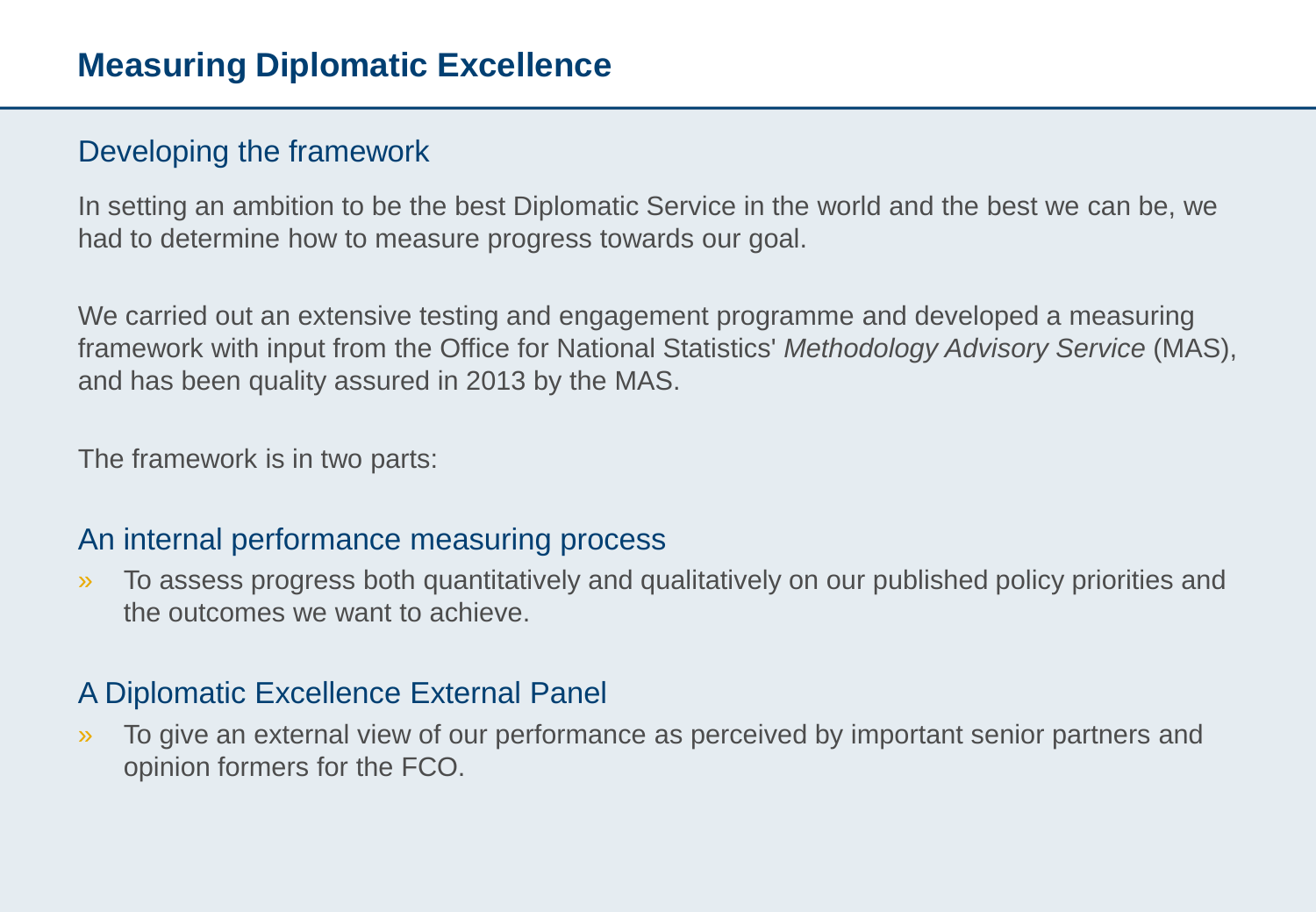# Measuring Diplomatic Excellence

## Developing the framework

In setting an ambition to be the best Diplomatic Service in the world and the best we can be, we had to determine how to measure progress towards our goal.

We carried out an extensive testing and engagement programme and developed a measuring framework with input from the Office for National Statistics' *Methodology Advisory Service* (MAS), and has been quality assured in 2013 by the MAS.

The framework is in two parts:

## An internal performance measuring process

- To assess progress both quantitatively and qualitatively on our published policy priorities and the outcomes we want to achieve.

## A Diplomatic Excellence External Panel

- To give an external view of our performance as perceived by important senior partners and opinion formers for the FCO.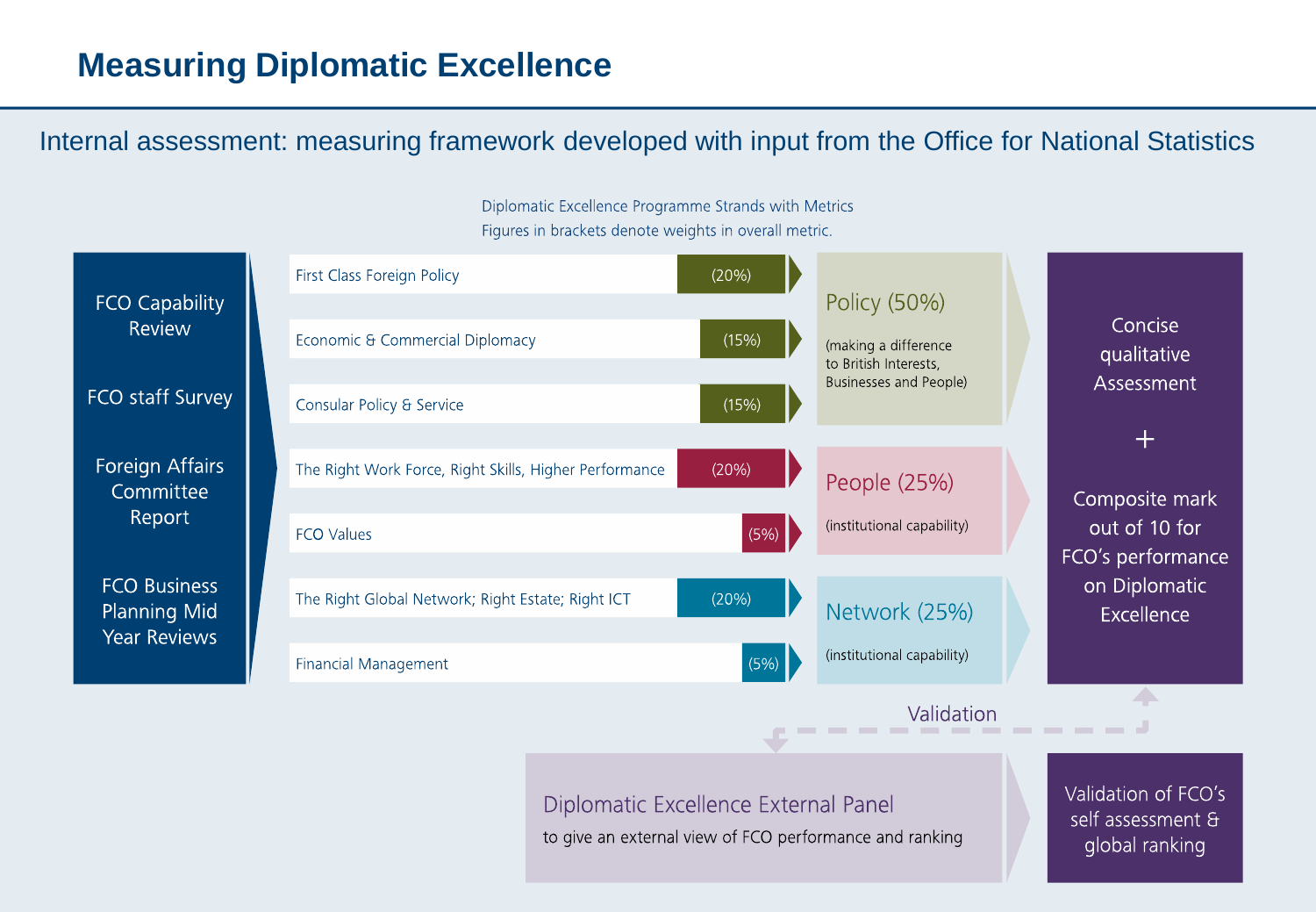# Measuring Diplomatic Excellence

## Internal assessment: measuring framework developed with input from the Office for National Statistics

Diplomatic Excellence Programme Strands with Metrics
Figures in brackets denote weights in overall metric.

**Inputs:**

- FCO Capability Review
- FCO staff Survey
- Foreign Affairs Committee Report
- FCO Business Planning Mid Year Reviews

**Strands:**

| Strand | Weight | Category |
|---|---|---|
| First Class Foreign Policy | (20%) | Policy (50%) (making a difference to British Interests, Businesses and People) |
| Economic & Commercial Diplomacy | (15%) | |
| Consular Policy & Service | (15%) | |
| The Right Work Force, Right Skills, Higher Performance | (20%) | People (25%) (institutional capability) |
| FCO Values | (5%) | |
| The Right Global Network; Right Estate; Right ICT | (20%) | Network (25%) (institutional capability) |
| Financial Management | (5%) | |

**Output:**

Concise qualitative Assessment
+
Composite mark out of 10 for FCO's performance on Diplomatic Excellence

Validation

**Diplomatic Excellence External Panel**
to give an external view of FCO performance and ranking

Validation of FCO's self assessment & global ranking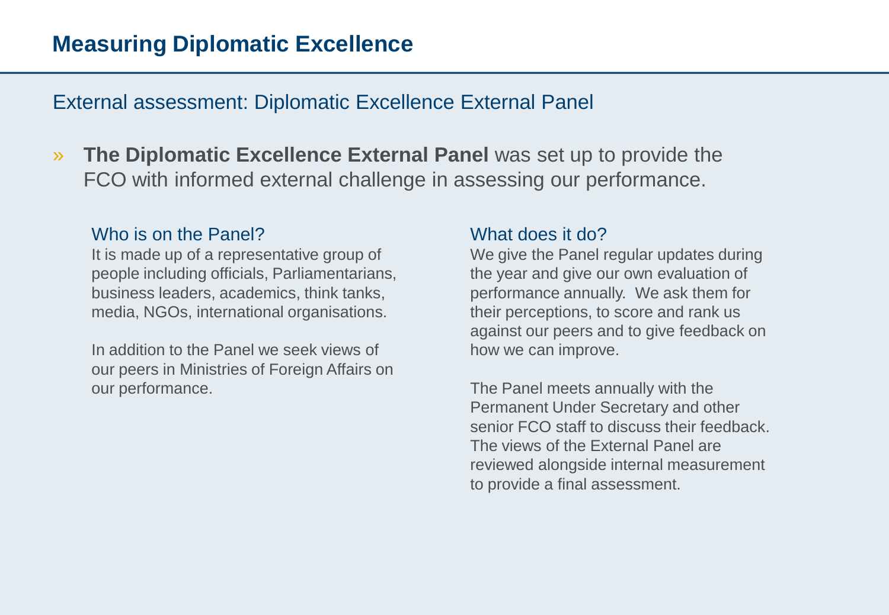# Measuring Diplomatic Excellence

## External assessment: Diplomatic Excellence External Panel

- **The Diplomatic Excellence External Panel** was set up to provide the FCO with informed external challenge in assessing our performance.

### Who is on the Panel?

It is made up of a representative group of people including officials, Parliamentarians, business leaders, academics, think tanks, media, NGOs, international organisations.

In addition to the Panel we seek views of our peers in Ministries of Foreign Affairs on our performance.

### What does it do?

We give the Panel regular updates during the year and give our own evaluation of performance annually. We ask them for their perceptions, to score and rank us against our peers and to give feedback on how we can improve.

The Panel meets annually with the Permanent Under Secretary and other senior FCO staff to discuss their feedback. The views of the External Panel are reviewed alongside internal measurement to provide a final assessment.